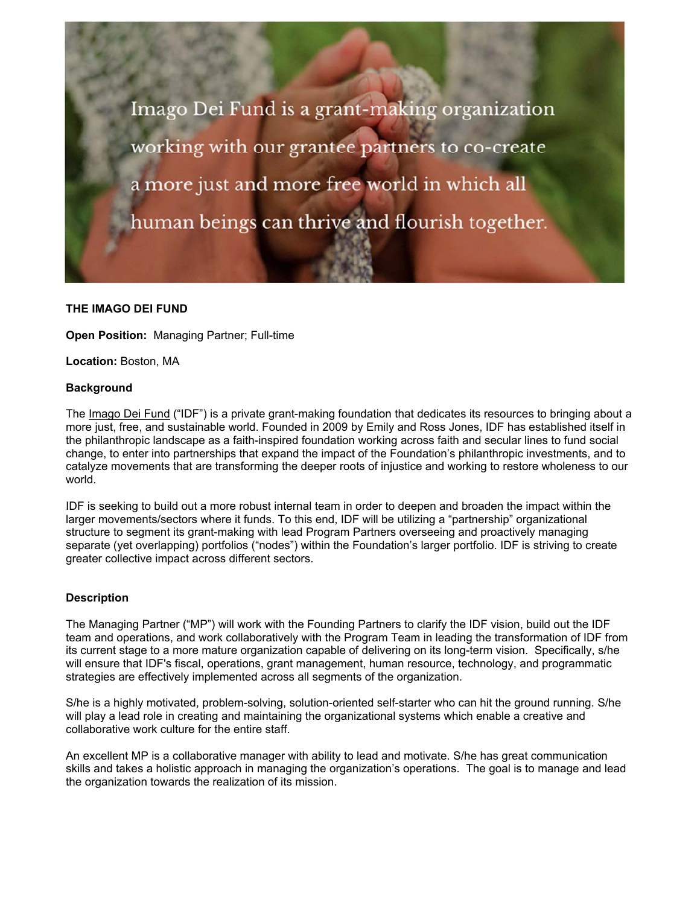Imago Dei Fund is a grant-making organization working with our grantee partners to co-create a more just and more free world in which all human beings can thrive and flourish together.

**THE IMAGO DEI FUND**

**Open Position:** Managing Partner; Full-time

**Location:** Boston, MA

**Background**

The Imago Dei Fund ("IDF") is a private grant-making foundation that dedicates its resources to bringing about a more just, free, and sustainable world. Founded in 2009 by Emily and Ross Jones, IDF has established itself in the philanthropic landscape as a faith-inspired foundation working across faith and secular lines to fund social change, to enter into partnerships that expand the impact of the Foundation's philanthropic investments, and to catalyze movements that are transforming the deeper roots of injustice and working to restore wholeness to our world.

IDF is seeking to build out a more robust internal team in order to deepen and broaden the impact within the larger movements/sectors where it funds. To this end, IDF will be utilizing a "partnership" organizational structure to segment its grant-making with lead Program Partners overseeing and proactively managing separate (yet overlapping) portfolios ("nodes") within the Foundation's larger portfolio. IDF is striving to create greater collective impact across different sectors.

**Description**

The Managing Partner ("MP") will work with the Founding Partners to clarify the IDF vision, build out the IDF team and operations, and work collaboratively with the Program Team in leading the transformation of IDF from its current stage to a more mature organization capable of delivering on its long-term vision. Specifically, s/he will ensure that IDF's fiscal, operations, grant management, human resource, technology, and programmatic strategies are effectively implemented across all segments of the organization.

S/he is a highly motivated, problem-solving, solution-oriented self-starter who can hit the ground running. S/he will play a lead role in creating and maintaining the organizational systems which enable a creative and collaborative work culture for the entire staff.

An excellent MP is a collaborative manager with ability to lead and motivate. S/he has great communication skills and takes a holistic approach in managing the organization's operations. The goal is to manage and lead the organization towards the realization of its mission.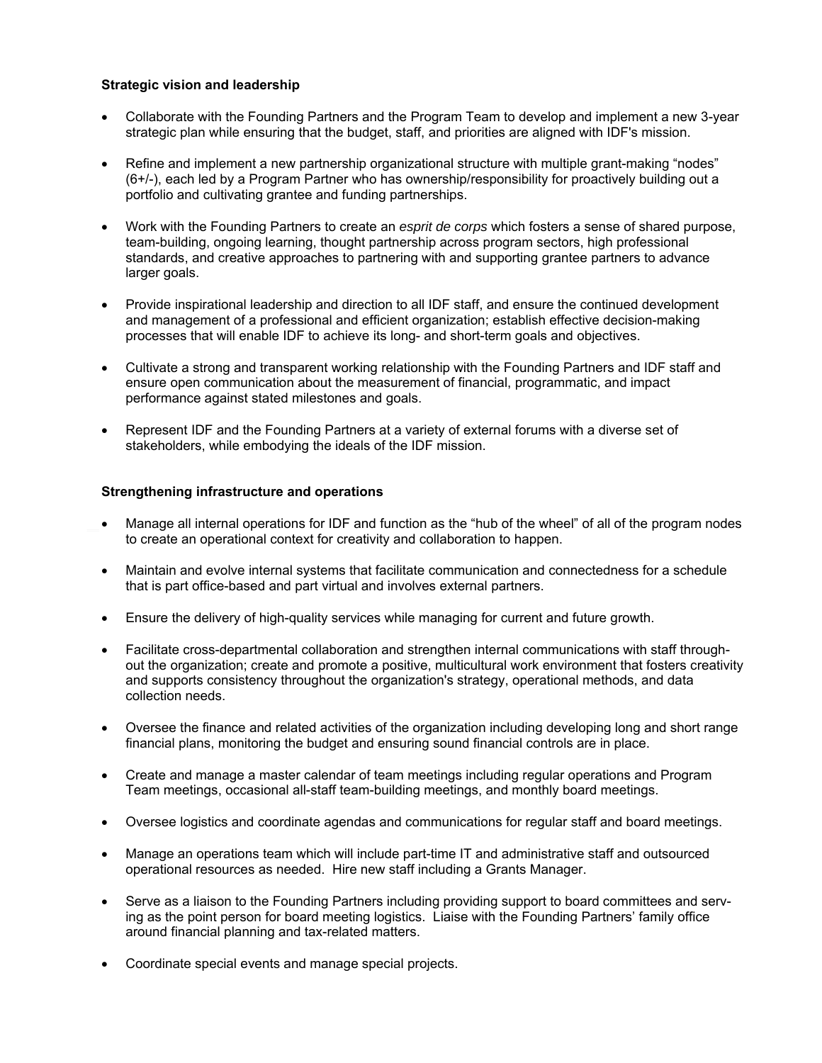**Strategic vision and leadership**

- Collaborate with the Founding Partners and the Program Team to develop and implement a new 3-year strategic plan while ensuring that the budget, staff, and priorities are aligned with IDF's mission.

- Refine and implement a new partnership organizational structure with multiple grant-making "nodes" (6+/-), each led by a Program Partner who has ownership/responsibility for proactively building out a portfolio and cultivating grantee and funding partnerships.

- Work with the Founding Partners to create an *esprit de corps* which fosters a sense of shared purpose, team-building, ongoing learning, thought partnership across program sectors, high professional standards, and creative approaches to partnering with and supporting grantee partners to advance larger goals.

- Provide inspirational leadership and direction to all IDF staff, and ensure the continued development and management of a professional and efficient organization; establish effective decision-making processes that will enable IDF to achieve its long- and short-term goals and objectives.

- Cultivate a strong and transparent working relationship with the Founding Partners and IDF staff and ensure open communication about the measurement of financial, programmatic, and impact performance against stated milestones and goals.

- Represent IDF and the Founding Partners at a variety of external forums with a diverse set of stakeholders, while embodying the ideals of the IDF mission.

**Strengthening infrastructure and operations**

- Manage all internal operations for IDF and function as the "hub of the wheel" of all of the program nodes to create an operational context for creativity and collaboration to happen.

- Maintain and evolve internal systems that facilitate communication and connectedness for a schedule that is part office-based and part virtual and involves external partners.

- Ensure the delivery of high-quality services while managing for current and future growth.

- Facilitate cross-departmental collaboration and strengthen internal communications with staff throughout the organization; create and promote a positive, multicultural work environment that fosters creativity and supports consistency throughout the organization's strategy, operational methods, and data collection needs.

- Oversee the finance and related activities of the organization including developing long and short range financial plans, monitoring the budget and ensuring sound financial controls are in place.

- Create and manage a master calendar of team meetings including regular operations and Program Team meetings, occasional all-staff team-building meetings, and monthly board meetings.

- Oversee logistics and coordinate agendas and communications for regular staff and board meetings.

- Manage an operations team which will include part-time IT and administrative staff and outsourced operational resources as needed. Hire new staff including a Grants Manager.

- Serve as a liaison to the Founding Partners including providing support to board committees and serving as the point person for board meeting logistics. Liaise with the Founding Partners' family office around financial planning and tax-related matters.

- Coordinate special events and manage special projects.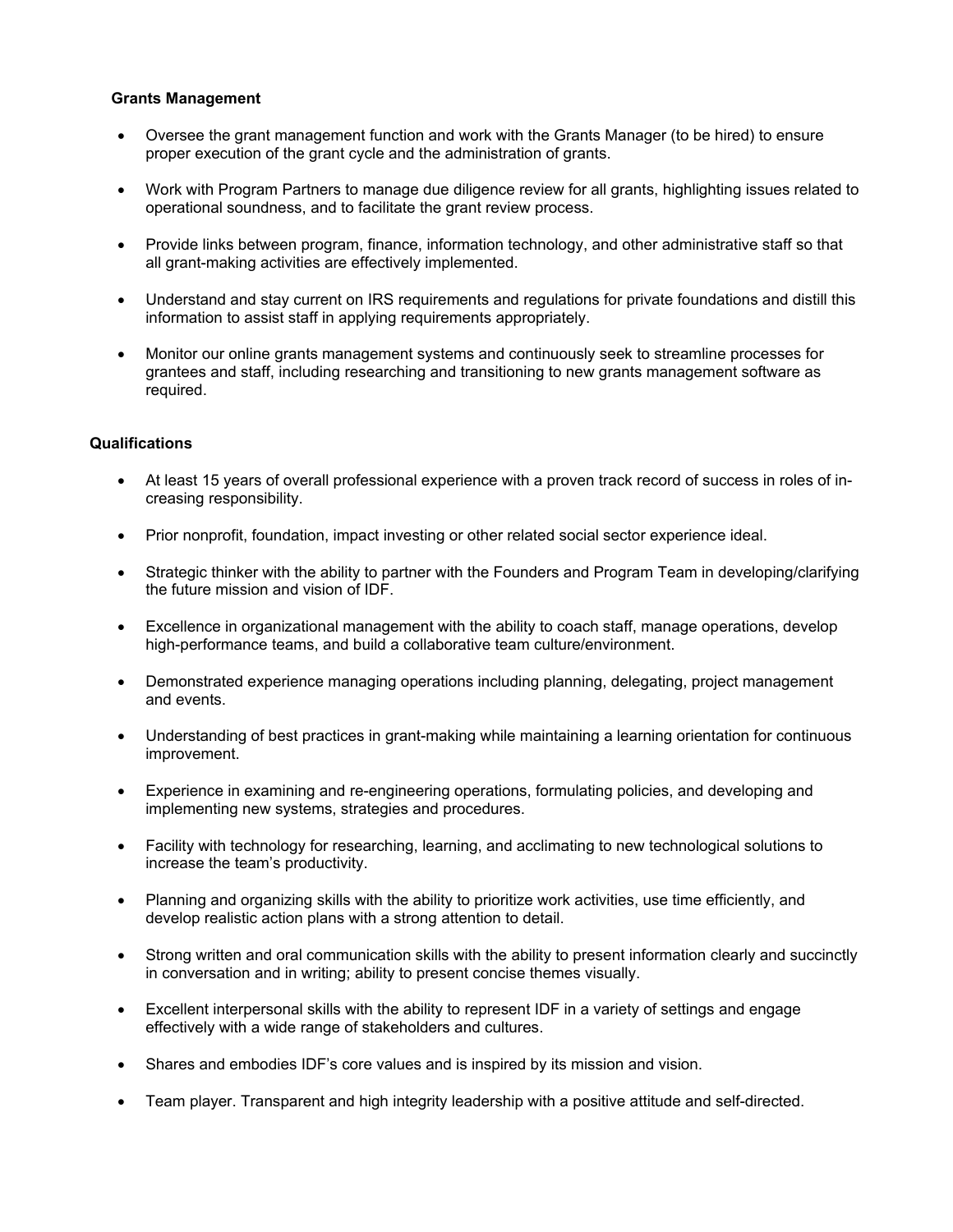### Grants Management

- Oversee the grant management function and work with the Grants Manager (to be hired) to ensure proper execution of the grant cycle and the administration of grants.

- Work with Program Partners to manage due diligence review for all grants, highlighting issues related to operational soundness, and to facilitate the grant review process.

- Provide links between program, finance, information technology, and other administrative staff so that all grant-making activities are effectively implemented.

- Understand and stay current on IRS requirements and regulations for private foundations and distill this information to assist staff in applying requirements appropriately.

- Monitor our online grants management systems and continuously seek to streamline processes for grantees and staff, including researching and transitioning to new grants management software as required.

### Qualifications

- At least 15 years of overall professional experience with a proven track record of success in roles of increasing responsibility.

- Prior nonprofit, foundation, impact investing or other related social sector experience ideal.

- Strategic thinker with the ability to partner with the Founders and Program Team in developing/clarifying the future mission and vision of IDF.

- Excellence in organizational management with the ability to coach staff, manage operations, develop high-performance teams, and build a collaborative team culture/environment.

- Demonstrated experience managing operations including planning, delegating, project management and events.

- Understanding of best practices in grant-making while maintaining a learning orientation for continuous improvement.

- Experience in examining and re-engineering operations, formulating policies, and developing and implementing new systems, strategies and procedures.

- Facility with technology for researching, learning, and acclimating to new technological solutions to increase the team's productivity.

- Planning and organizing skills with the ability to prioritize work activities, use time efficiently, and develop realistic action plans with a strong attention to detail.

- Strong written and oral communication skills with the ability to present information clearly and succinctly in conversation and in writing; ability to present concise themes visually.

- Excellent interpersonal skills with the ability to represent IDF in a variety of settings and engage effectively with a wide range of stakeholders and cultures.

- Shares and embodies IDF's core values and is inspired by its mission and vision.

- Team player. Transparent and high integrity leadership with a positive attitude and self-directed.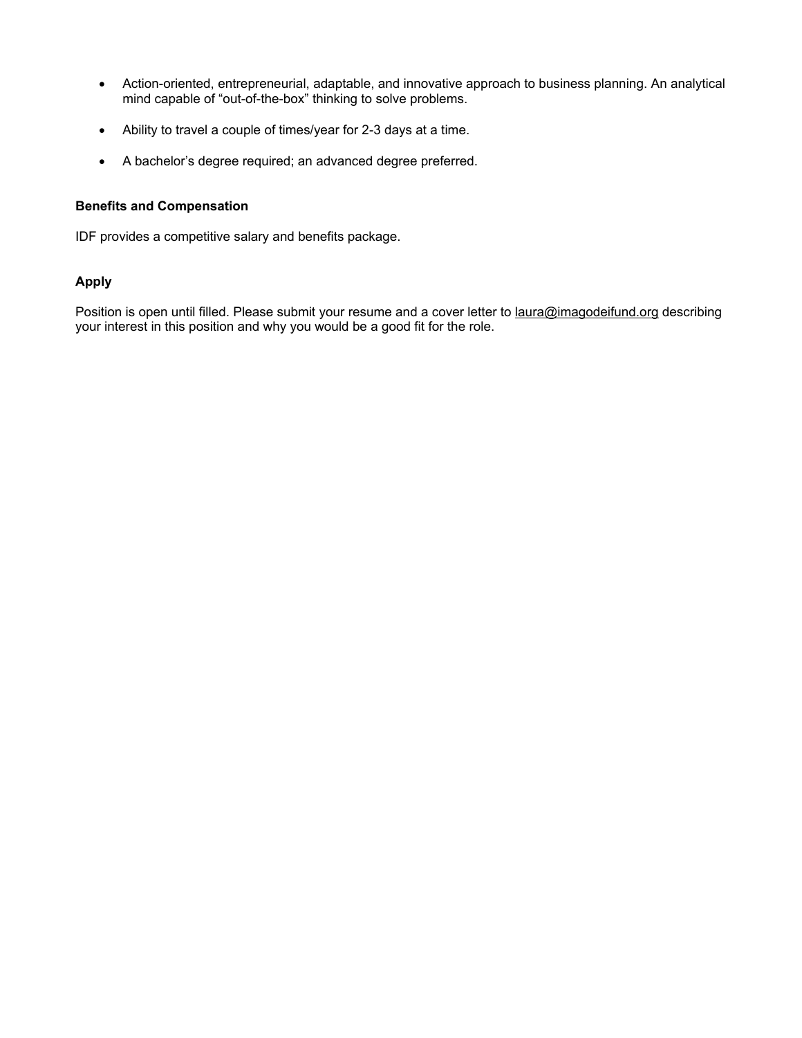- Action-oriented, entrepreneurial, adaptable, and innovative approach to business planning. An analytical mind capable of "out-of-the-box" thinking to solve problems.

- Ability to travel a couple of times/year for 2-3 days at a time.

- A bachelor's degree required; an advanced degree preferred.

**Benefits and Compensation**

IDF provides a competitive salary and benefits package.

**Apply**

Position is open until filled. Please submit your resume and a cover letter to laura@imagodeifund.org describing your interest in this position and why you would be a good fit for the role.